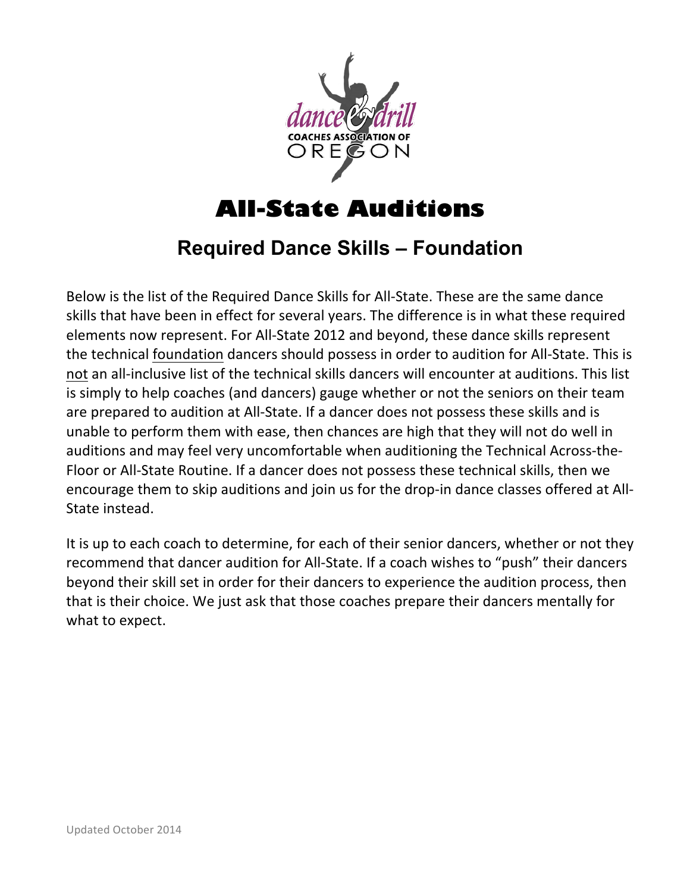# All-State Auditions

## Required Dance Skills – Foundation

Below is the list of the Required Dance Skills for All-State. These are the same dance skills that have been in effect for several years. The difference is in what these required elements now represent. For All-State 2012 and beyond, these dance skills represent the technical foundation dancers should possess in order to audition for All-State. This is not an all-inclusive list of the technical skills dancers will encounter at auditions. This list is simply to help coaches (and dancers) gauge whether or not the seniors on their team are prepared to audition at All-State. If a dancer does not possess these skills and is unable to perform them with ease, then chances are high that they will not do well in auditions and may feel very uncomfortable when auditioning the Technical Across-the-Floor or All-State Routine. If a dancer does not possess these technical skills, then we encourage them to skip auditions and join us for the drop-in dance classes offered at All-State instead.

It is up to each coach to determine, for each of their senior dancers, whether or not they recommend that dancer audition for All-State. If a coach wishes to "push" their dancers beyond their skill set in order for their dancers to experience the audition process, then that is their choice. We just ask that those coaches prepare their dancers mentally for what to expect.

Updated October 2014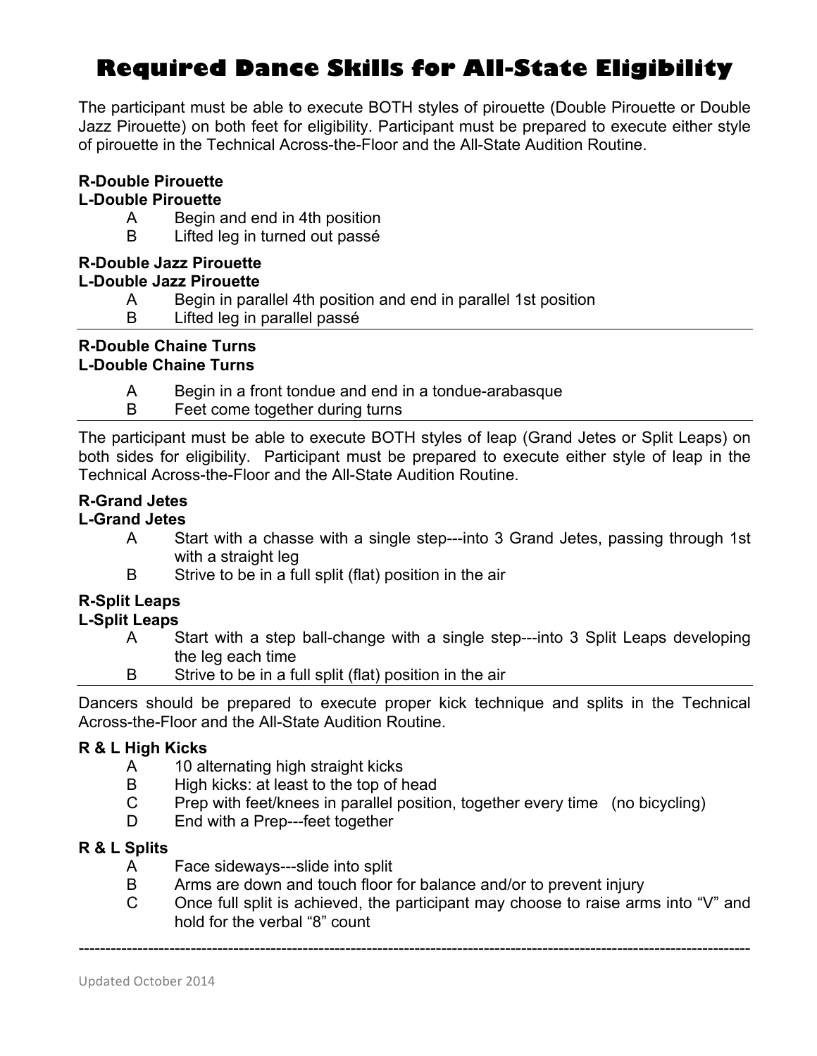# Required Dance Skills for All-State Eligibility

The participant must be able to execute BOTH styles of pirouette (Double Pirouette or Double Jazz Pirouette) on both feet for eligibility. Participant must be prepared to execute either style of pirouette in the Technical Across-the-Floor and the All-State Audition Routine.

**R-Double Pirouette**
**L-Double Pirouette**

- A Begin and end in 4th position
- B Lifted leg in turned out passé

**R-Double Jazz Pirouette**
**L-Double Jazz Pirouette**

- A Begin in parallel 4th position and end in parallel 1st position
- B Lifted leg in parallel passé

---

**R-Double Chaine Turns**
**L-Double Chaine Turns**

- A Begin in a front tondue and end in a tondue-arabasque
- B Feet come together during turns

---

The participant must be able to execute BOTH styles of leap (Grand Jetes or Split Leaps) on both sides for eligibility. Participant must be prepared to execute either style of leap in the Technical Across-the-Floor and the All-State Audition Routine.

**R-Grand Jetes**
**L-Grand Jetes**

- A Start with a chasse with a single step---into 3 Grand Jetes, passing through 1st with a straight leg
- B Strive to be in a full split (flat) position in the air

**R-Split Leaps**
**L-Split Leaps**

- A Start with a step ball-change with a single step---into 3 Split Leaps developing the leg each time
- B Strive to be in a full split (flat) position in the air

---

Dancers should be prepared to execute proper kick technique and splits in the Technical Across-the-Floor and the All-State Audition Routine.

**R & L High Kicks**

- A 10 alternating high straight kicks
- B High kicks: at least to the top of head
- C Prep with feet/knees in parallel position, together every time (no bicycling)
- D End with a Prep---feet together

**R & L Splits**

- A Face sideways---slide into split
- B Arms are down and touch floor for balance and/or to prevent injury
- C Once full split is achieved, the participant may choose to raise arms into "V" and hold for the verbal "8" count

---

Updated October 2014